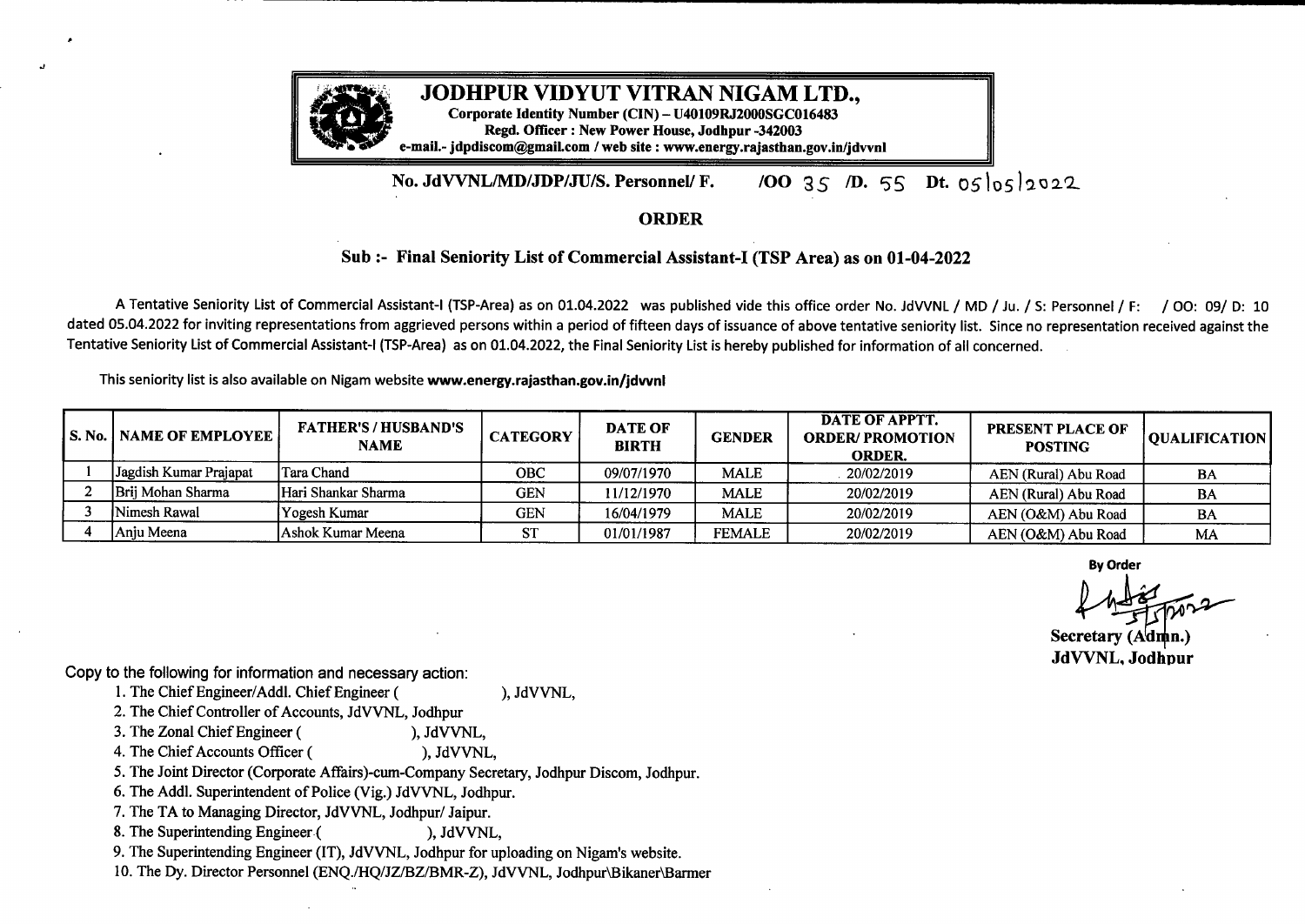# JODHPUR VIDYUT VITRAN NIGAM LTD.,

**Corporate Identity Number (CIN) – U40109RJ2000SGC016483**
**Regd. Officer : New Power House, Jodhpur -342003**
**e-mail.- jdpdiscom@gmail.com / web site : www.energy.rajasthan.gov.in/jdvvnl**

**No. JdVVNL/MD/JDP/JU/S. Personnel/ F. /OO 35 /D. 55 Dt. 05/05/2022**

## ORDER

### Sub :- Final Seniority List of Commercial Assistant-I (TSP Area) as on 01-04-2022

A Tentative Seniority List of Commercial Assistant-I (TSP-Area) as on 01.04.2022 was published vide this office order No. JdVVNL / MD / Ju. / S: Personnel / F: / OO: 09/ D: 10 dated 05.04.2022 for inviting representations from aggrieved persons within a period of fifteen days of issuance of above tentative seniority list. Since no representation received against the Tentative Seniority List of Commercial Assistant-I (TSP-Area) as on 01.04.2022, the Final Seniority List is hereby published for information of all concerned.

This seniority list is also available on Nigam website **www.energy.rajasthan.gov.in/jdvvnl**

| S. No. | NAME OF EMPLOYEE | FATHER'S / HUSBAND'S NAME | CATEGORY | DATE OF BIRTH | GENDER | DATE OF APPTT. ORDER/ PROMOTION ORDER. | PRESENT PLACE OF POSTING | QUALIFICATION |
|---|---|---|---|---|---|---|---|---|
| 1 | Jagdish Kumar Prajapat | Tara Chand | OBC | 09/07/1970 | MALE | 20/02/2019 | AEN (Rural) Abu Road | BA |
| 2 | Brij Mohan Sharma | Hari Shankar Sharma | GEN | 11/12/1970 | MALE | 20/02/2019 | AEN (Rural) Abu Road | BA |
| 3 | Nimesh Rawal | Yogesh Kumar | GEN | 16/04/1979 | MALE | 20/02/2019 | AEN (O&M) Abu Road | BA |
| 4 | Anju Meena | Ashok Kumar Meena | ST | 01/01/1987 | FEMALE | 20/02/2019 | AEN (O&M) Abu Road | MA |

**By Order**

Sd/- 5/5/2022

**Secretary (Admn.)**
**JdVVNL, Jodhpur**

Copy to the following for information and necessary action:

1. The Chief Engineer/Addl. Chief Engineer ( ), JdVVNL,
2. The Chief Controller of Accounts, JdVVNL, Jodhpur
3. The Zonal Chief Engineer ( ), JdVVNL,
4. The Chief Accounts Officer ( ), JdVVNL,
5. The Joint Director (Corporate Affairs)-cum-Company Secretary, Jodhpur Discom, Jodhpur.
6. The Addl. Superintendent of Police (Vig.) JdVVNL, Jodhpur.
7. The TA to Managing Director, JdVVNL, Jodhpur/ Jaipur.
8. The Superintending Engineer ( ), JdVVNL,
9. The Superintending Engineer (IT), JdVVNL, Jodhpur for uploading on Nigam's website.
10. The Dy. Director Personnel (ENQ./HQ/JZ/BZ/BMR-Z), JdVVNL, Jodhpur\Bikaner\Barmer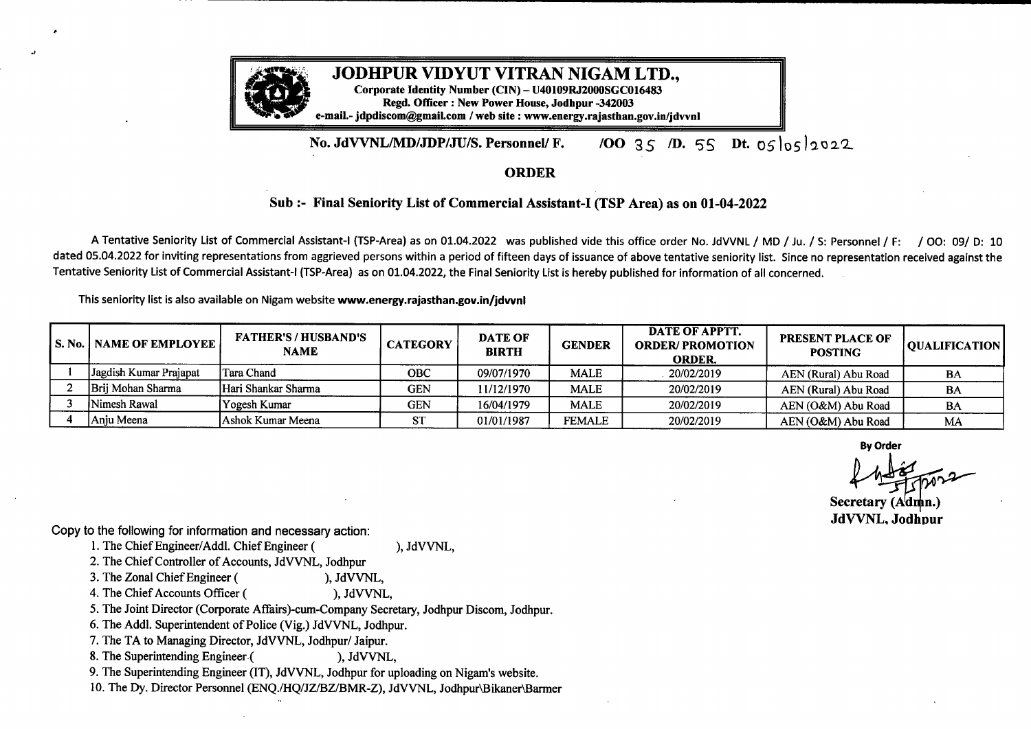# JODHPUR VIDYUT VITRAN NIGAM LTD.,

**Corporate Identity Number (CIN) – U40109RJ2000SGC016483**
**Regd. Officer : New Power House, Jodhpur -342003**
**e-mail.- jdpdiscom@gmail.com / web site : www.energy.rajasthan.gov.in/jdvvnl**

**No. JdVVNL/MD/JDP/JU/S. Personnel/ F. /OO 35 /D. 55 Dt. 05/05/2022**

## ORDER

### Sub :- Final Seniority List of Commercial Assistant-I (TSP Area) as on 01-04-2022

A Tentative Seniority List of Commercial Assistant-I (TSP-Area) as on 01.04.2022 was published vide this office order No. JdVVNL / MD / Ju. / S: Personnel / F: / OO: 09/ D: 10 dated 05.04.2022 for inviting representations from aggrieved persons within a period of fifteen days of issuance of above tentative seniority list. Since no representation received against the Tentative Seniority List of Commercial Assistant-I (TSP-Area) as on 01.04.2022, the Final Seniority List is hereby published for information of all concerned.

This seniority list is also available on Nigam website **www.energy.rajasthan.gov.in/jdvvnl**

| S. No. | NAME OF EMPLOYEE | FATHER'S / HUSBAND'S NAME | CATEGORY | DATE OF BIRTH | GENDER | DATE OF APPTT. ORDER/ PROMOTION ORDER. | PRESENT PLACE OF POSTING | QUALIFICATION |
|---|---|---|---|---|---|---|---|---|
| 1 | Jagdish Kumar Prajapat | Tara Chand | OBC | 09/07/1970 | MALE | 20/02/2019 | AEN (Rural) Abu Road | BA |
| 2 | Brij Mohan Sharma | Hari Shankar Sharma | GEN | 11/12/1970 | MALE | 20/02/2019 | AEN (Rural) Abu Road | BA |
| 3 | Nimesh Rawal | Yogesh Kumar | GEN | 16/04/1979 | MALE | 20/02/2019 | AEN (O&M) Abu Road | BA |
| 4 | Anju Meena | Ashok Kumar Meena | ST | 01/01/1987 | FEMALE | 20/02/2019 | AEN (O&M) Abu Road | MA |

**By Order**

5/5/2022

**Secretary (Admn.)**
**JdVVNL, Jodhpur**

Copy to the following for information and necessary action:

1. The Chief Engineer/Addl. Chief Engineer ( ), JdVVNL,
2. The Chief Controller of Accounts, JdVVNL, Jodhpur
3. The Zonal Chief Engineer ( ), JdVVNL,
4. The Chief Accounts Officer ( ), JdVVNL,
5. The Joint Director (Corporate Affairs)-cum-Company Secretary, Jodhpur Discom, Jodhpur.
6. The Addl. Superintendent of Police (Vig.) JdVVNL, Jodhpur.
7. The TA to Managing Director, JdVVNL, Jodhpur/ Jaipur.
8. The Superintending Engineer ( ), JdVVNL,
9. The Superintending Engineer (IT), JdVVNL, Jodhpur for uploading on Nigam's website.
10. The Dy. Director Personnel (ENQ./HQ/JZ/BZ/BMR-Z), JdVVNL, Jodhpur\Bikaner\Barmer